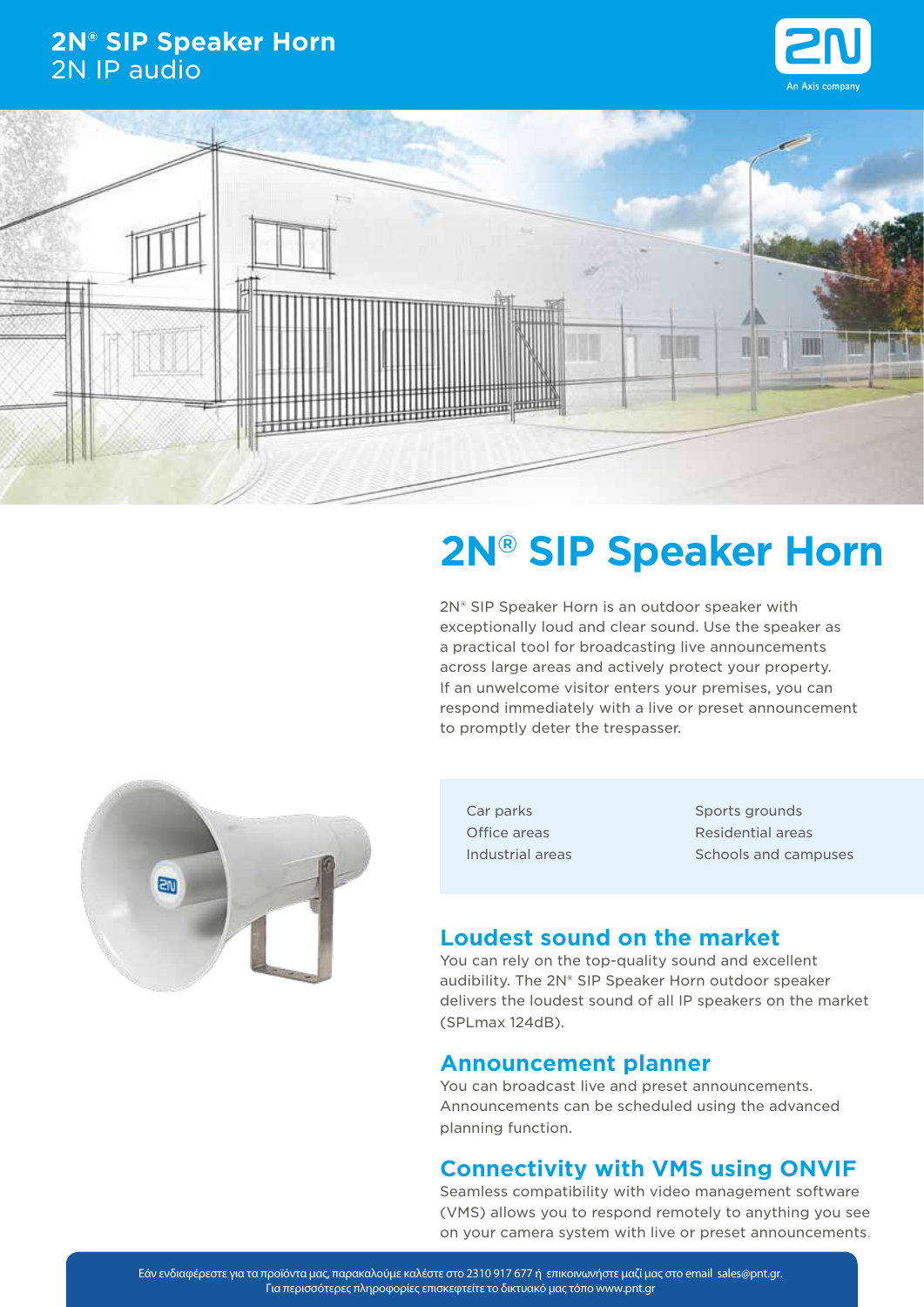# 2N® SIP Speaker Horn

2N IP audio

## 2N® SIP Speaker Horn

2N® SIP Speaker Horn is an outdoor speaker with exceptionally loud and clear sound. Use the speaker as a practical tool for broadcasting live announcements across large areas and actively protect your property. If an unwelcome visitor enters your premises, you can respond immediately with a live or preset announcement to promptly deter the trespasser.

- Car parks
- Office areas
- Industrial areas
- Sports grounds
- Residential areas
- Schools and campuses

### Loudest sound on the market

You can rely on the top-quality sound and excellent audibility. The 2N® SIP Speaker Horn outdoor speaker delivers the loudest sound of all IP speakers on the market (SPLmax 124dB).

### Announcement planner

You can broadcast live and preset announcements. Announcements can be scheduled using the advanced planning function.

### Connectivity with VMS using ONVIF

Seamless compatibility with video management software (VMS) allows you to respond remotely to anything you see on your camera system with live or preset announcements.

Εάν ενδιαφέρεστε για τα προϊόντα μας, παρακαλούμε καλέστε στο 2310 917 677 ή επικοινωνήστε μαζί μας στο email sales@pnt.gr.
Για περισσότερες πληροφορίες επισκεφτείτε το δικτυακό μας τόπο www.pnt.gr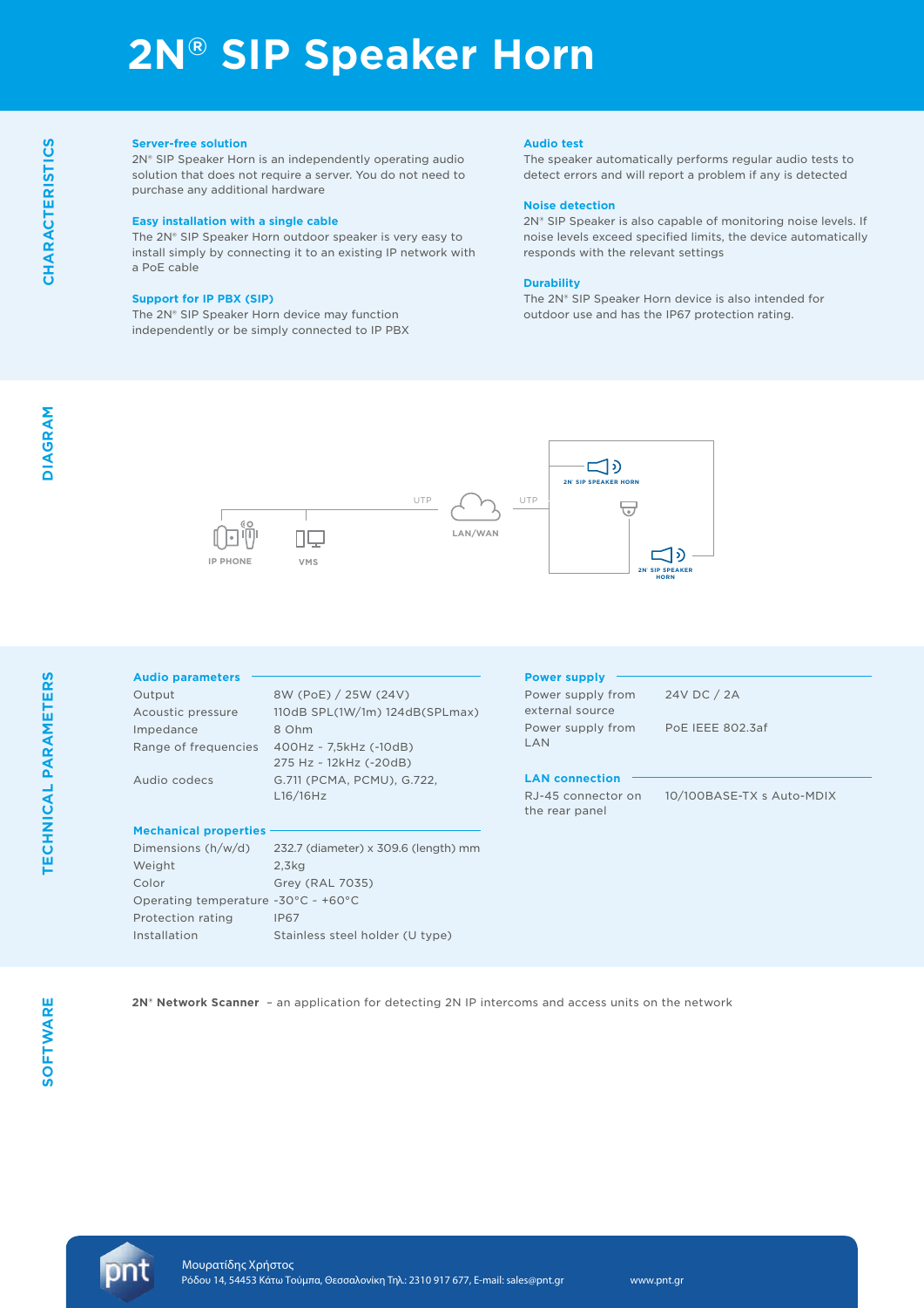# 2N® SIP Speaker Horn

## CHARACTERISTICS

**Server-free solution**
2N® SIP Speaker Horn is an independently operating audio solution that does not require a server. You do not need to purchase any additional hardware

**Easy installation with a single cable**
The 2N® SIP Speaker Horn outdoor speaker is very easy to install simply by connecting it to an existing IP network with a PoE cable

**Support for IP PBX (SIP)**
The 2N® SIP Speaker Horn device may function independently or be simply connected to IP PBX

**Audio test**
The speaker automatically performs regular audio tests to detect errors and will report a problem if any is detected

**Noise detection**
2N® SIP Speaker is also capable of monitoring noise levels. If noise levels exceed specified limits, the device automatically responds with the relevant settings

**Durability**
The 2N® SIP Speaker Horn device is also intended for outdoor use and has the IP67 protection rating.

## DIAGRAM

UTP
UTP
LAN/WAN
IP PHONE
VMS
2N SIP SPEAKER HORN
2N SIP SPEAKER HORN

## TECHNICAL PARAMETERS

**Audio parameters**

| | |
|---|---|
| Output | 8W (PoE) / 25W (24V) |
| Acoustic pressure | 110dB SPL(1W/1m) 124dB(SPLmax) |
| Impedance | 8 Ohm |
| Range of frequencies | 400Hz - 7,5kHz (-10dB)<br>275 Hz - 12kHz (-20dB) |
| Audio codecs | G.711 (PCMA, PCMU), G.722, L16/16Hz |

**Mechanical properties**

| | |
|---|---|
| Dimensions (h/w/d) | 232.7 (diameter) x 309.6 (length) mm |
| Weight | 2,3kg |
| Color | Grey (RAL 7035) |
| Operating temperature | -30°C - +60°C |
| Protection rating | IP67 |
| Installation | Stainless steel holder (U type) |

**Power supply**

| | |
|---|---|
| Power supply from external source | 24V DC / 2A |
| Power supply from LAN | PoE IEEE 802.3af |

**LAN connection**

| | |
|---|---|
| RJ-45 connector on the rear panel | 10/100BASE-TX s Auto-MDIX |

## SOFTWARE

**2N® Network Scanner** – an application for detecting 2N IP intercoms and access units on the network

Μουρατίδης Χρήστος
Ρόδου 14, 54453 Κάτω Τούμπα, Θεσσαλονίκη Τηλ.: 2310 917 677, E-mail: sales@pnt.gr
www.pnt.gr